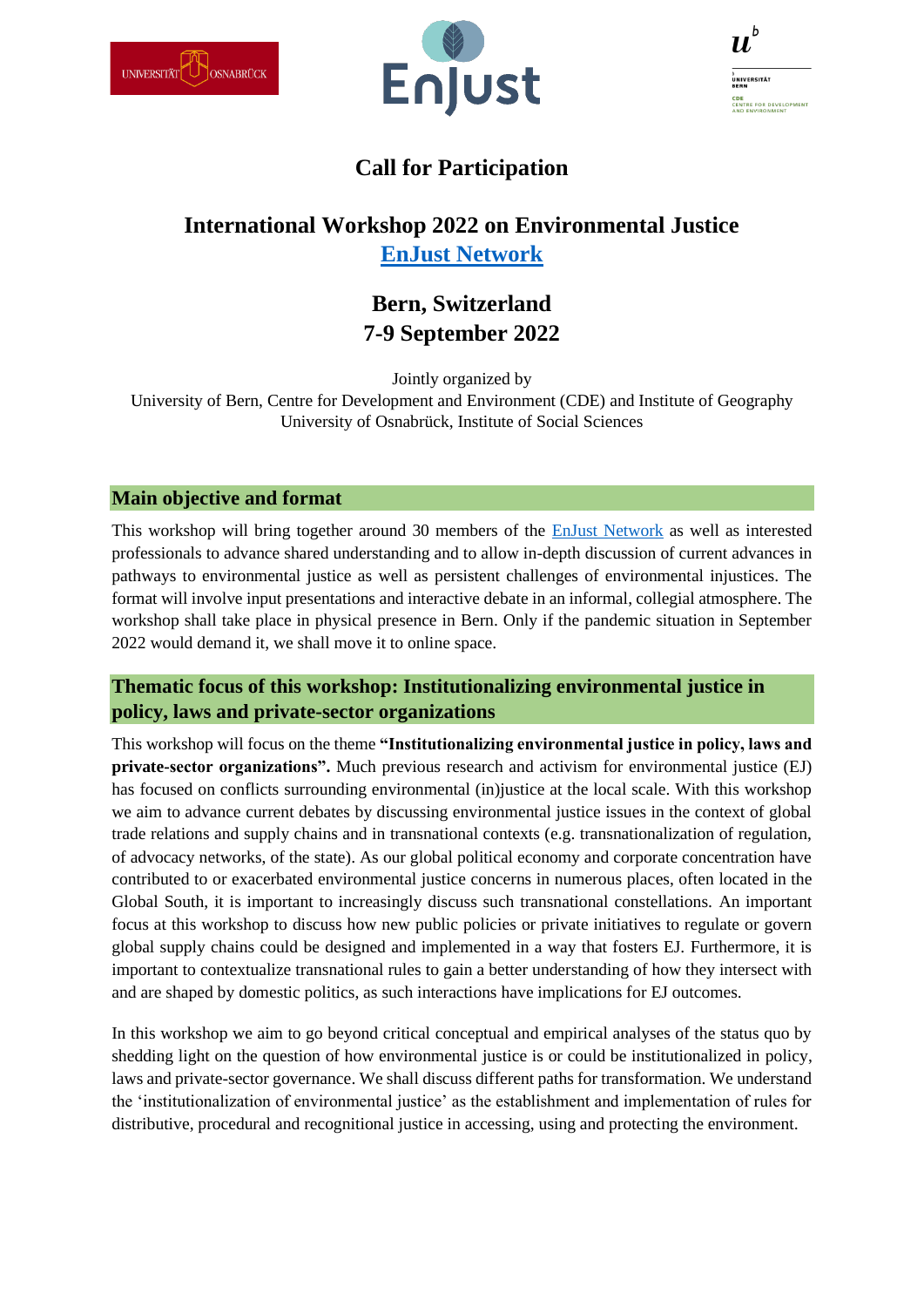# Call for Participation

## International Workshop 2022 on Environmental Justice
## EnJust Network

## Bern, Switzerland
## 7-9 September 2022

Jointly organized by
University of Bern, Centre for Development and Environment (CDE) and Institute of Geography
University of Osnabrück, Institute of Social Sciences

### Main objective and format

This workshop will bring together around 30 members of the EnJust Network as well as interested professionals to advance shared understanding and to allow in-depth discussion of current advances in pathways to environmental justice as well as persistent challenges of environmental injustices. The format will involve input presentations and interactive debate in an informal, collegial atmosphere. The workshop shall take place in physical presence in Bern. Only if the pandemic situation in September 2022 would demand it, we shall move it to online space.

### Thematic focus of this workshop: Institutionalizing environmental justice in policy, laws and private-sector organizations

This workshop will focus on the theme **"Institutionalizing environmental justice in policy, laws and private-sector organizations".** Much previous research and activism for environmental justice (EJ) has focused on conflicts surrounding environmental (in)justice at the local scale. With this workshop we aim to advance current debates by discussing environmental justice issues in the context of global trade relations and supply chains and in transnational contexts (e.g. transnationalization of regulation, of advocacy networks, of the state). As our global political economy and corporate concentration have contributed to or exacerbated environmental justice concerns in numerous places, often located in the Global South, it is important to increasingly discuss such transnational constellations. An important focus at this workshop to discuss how new public policies or private initiatives to regulate or govern global supply chains could be designed and implemented in a way that fosters EJ. Furthermore, it is important to contextualize transnational rules to gain a better understanding of how they intersect with and are shaped by domestic politics, as such interactions have implications for EJ outcomes.

In this workshop we aim to go beyond critical conceptual and empirical analyses of the status quo by shedding light on the question of how environmental justice is or could be institutionalized in policy, laws and private-sector governance. We shall discuss different paths for transformation. We understand the 'institutionalization of environmental justice' as the establishment and implementation of rules for distributive, procedural and recognitional justice in accessing, using and protecting the environment.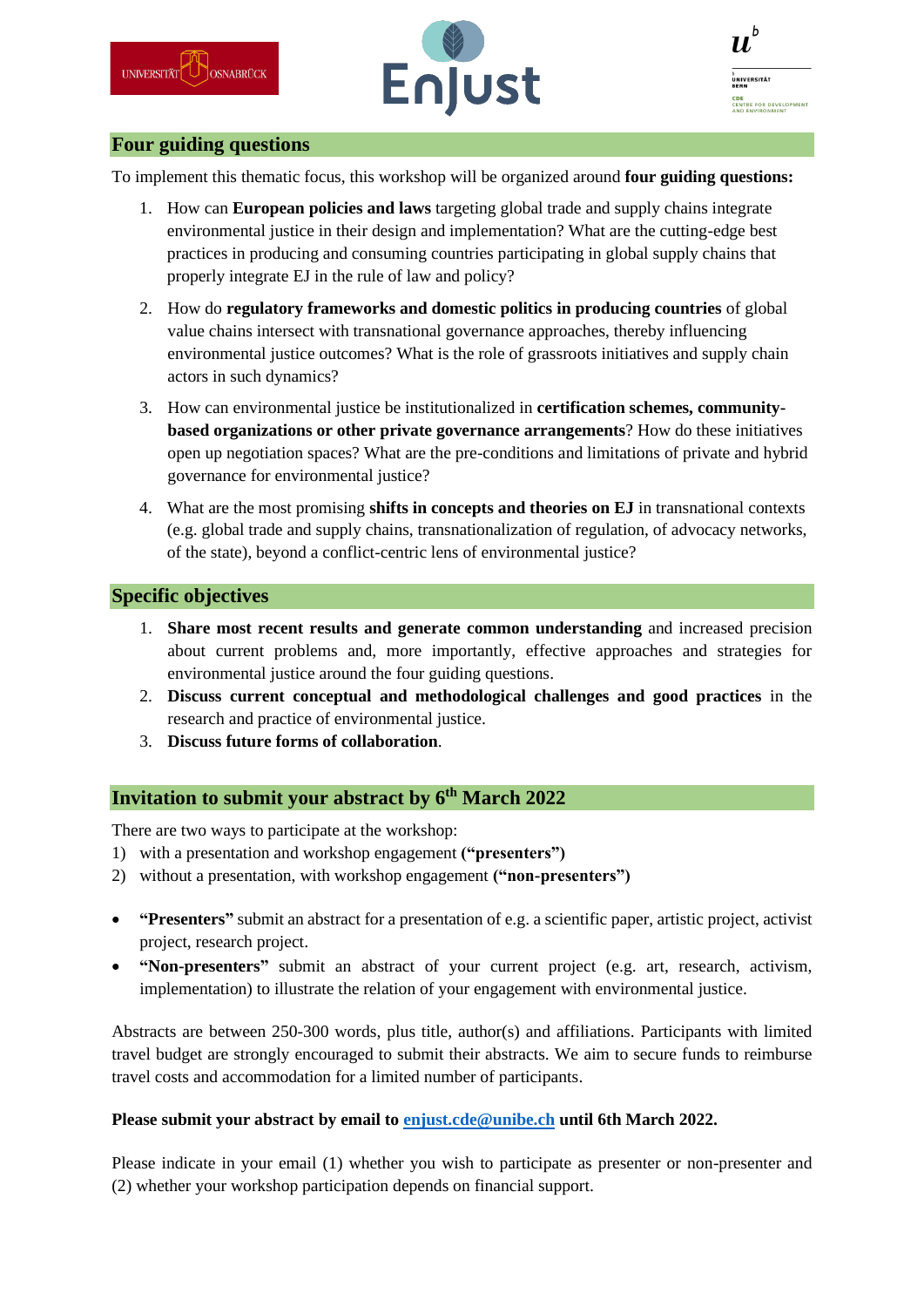## Four guiding questions

To implement this thematic focus, this workshop will be organized around **four guiding questions:**

1. How can **European policies and laws** targeting global trade and supply chains integrate environmental justice in their design and implementation? What are the cutting-edge best practices in producing and consuming countries participating in global supply chains that properly integrate EJ in the rule of law and policy?
2. How do **regulatory frameworks and domestic politics in producing countries** of global value chains intersect with transnational governance approaches, thereby influencing environmental justice outcomes? What is the role of grassroots initiatives and supply chain actors in such dynamics?
3. How can environmental justice be institutionalized in **certification schemes, community-based organizations or other private governance arrangements**? How do these initiatives open up negotiation spaces? What are the pre-conditions and limitations of private and hybrid governance for environmental justice?
4. What are the most promising **shifts in concepts and theories on EJ** in transnational contexts (e.g. global trade and supply chains, transnationalization of regulation, of advocacy networks, of the state), beyond a conflict-centric lens of environmental justice?

## Specific objectives

1. **Share most recent results and generate common understanding** and increased precision about current problems and, more importantly, effective approaches and strategies for environmental justice around the four guiding questions.
2. **Discuss current conceptual and methodological challenges and good practices** in the research and practice of environmental justice.
3. **Discuss future forms of collaboration**.

## Invitation to submit your abstract by 6th March 2022

There are two ways to participate at the workshop:

1) with a presentation and workshop engagement **("presenters")**
2) without a presentation, with workshop engagement **("non-presenters")**

- **"Presenters"** submit an abstract for a presentation of e.g. a scientific paper, artistic project, activist project, research project.
- **"Non-presenters"** submit an abstract of your current project (e.g. art, research, activism, implementation) to illustrate the relation of your engagement with environmental justice.

Abstracts are between 250-300 words, plus title, author(s) and affiliations. Participants with limited travel budget are strongly encouraged to submit their abstracts. We aim to secure funds to reimburse travel costs and accommodation for a limited number of participants.

**Please submit your abstract by email to [enjust.cde@unibe.ch](mailto:enjust.cde@unibe.ch) until 6th March 2022.**

Please indicate in your email (1) whether you wish to participate as presenter or non-presenter and (2) whether your workshop participation depends on financial support.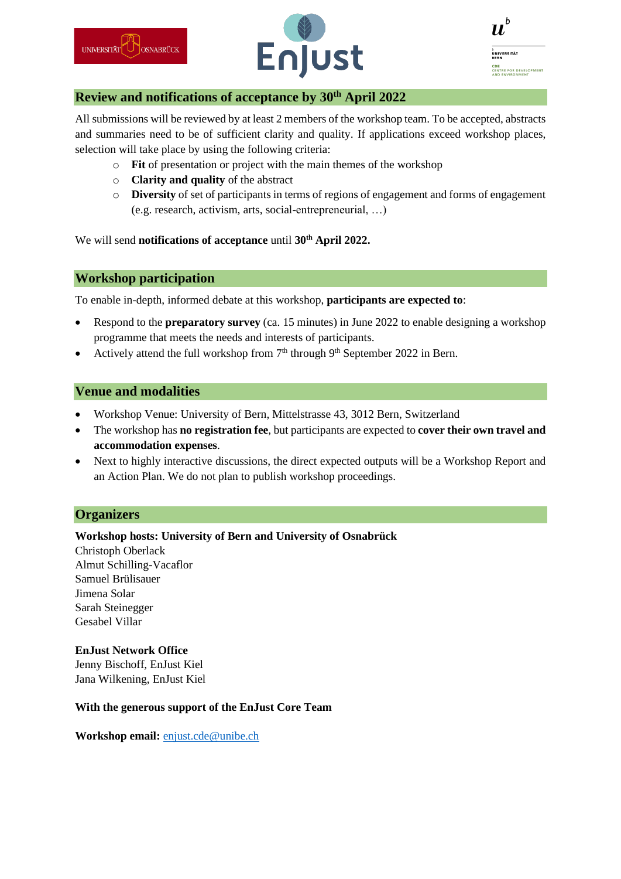## Review and notifications of acceptance by 30th April 2022

All submissions will be reviewed by at least 2 members of the workshop team. To be accepted, abstracts and summaries need to be of sufficient clarity and quality. If applications exceed workshop places, selection will take place by using the following criteria:

- **Fit** of presentation or project with the main themes of the workshop
- **Clarity and quality** of the abstract
- **Diversity** of set of participants in terms of regions of engagement and forms of engagement (e.g. research, activism, arts, social-entrepreneurial, …)

We will send **notifications of acceptance** until **30th April 2022.**

## Workshop participation

To enable in-depth, informed debate at this workshop, **participants are expected to**:

- Respond to the **preparatory survey** (ca. 15 minutes) in June 2022 to enable designing a workshop programme that meets the needs and interests of participants.
- Actively attend the full workshop from 7th through 9th September 2022 in Bern.

## Venue and modalities

- Workshop Venue: University of Bern, Mittelstrasse 43, 3012 Bern, Switzerland
- The workshop has **no registration fee**, but participants are expected to **cover their own travel and accommodation expenses**.
- Next to highly interactive discussions, the direct expected outputs will be a Workshop Report and an Action Plan. We do not plan to publish workshop proceedings.

## Organizers

**Workshop hosts: University of Bern and University of Osnabrück**
Christoph Oberlack
Almut Schilling-Vacaflor
Samuel Brülisauer
Jimena Solar
Sarah Steinegger
Gesabel Villar

**EnJust Network Office**
Jenny Bischoff, EnJust Kiel
Jana Wilkening, EnJust Kiel

**With the generous support of the EnJust Core Team**

**Workshop email:** enjust.cde@unibe.ch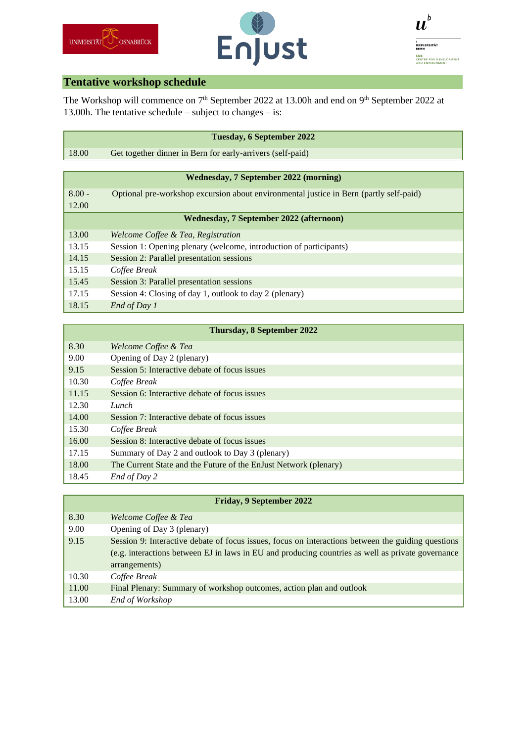## Tentative workshop schedule

The Workshop will commence on 7th September 2022 at 13.00h and end on 9th September 2022 at 13.00h. The tentative schedule – subject to changes – is:

| Tuesday, 6 September 2022 | |
|---|---|
| 18.00 | Get together dinner in Bern for early-arrivers (self-paid) |

| Wednesday, 7 September 2022 (morning) | |
|---|---|
| 8.00 - 12.00 | Optional pre-workshop excursion about environmental justice in Bern (partly self-paid) |
| **Wednesday, 7 September 2022 (afternoon)** | |
| 13.00 | *Welcome Coffee & Tea, Registration* |
| 13.15 | Session 1: Opening plenary (welcome, introduction of participants) |
| 14.15 | Session 2: Parallel presentation sessions |
| 15.15 | *Coffee Break* |
| 15.45 | Session 3: Parallel presentation sessions |
| 17.15 | Session 4: Closing of day 1, outlook to day 2 (plenary) |
| 18.15 | *End of Day 1* |

| Thursday, 8 September 2022 | |
|---|---|
| 8.30 | *Welcome Coffee & Tea* |
| 9.00 | Opening of Day 2 (plenary) |
| 9.15 | Session 5: Interactive debate of focus issues |
| 10.30 | *Coffee Break* |
| 11.15 | Session 6: Interactive debate of focus issues |
| 12.30 | *Lunch* |
| 14.00 | Session 7: Interactive debate of focus issues |
| 15.30 | *Coffee Break* |
| 16.00 | Session 8: Interactive debate of focus issues |
| 17.15 | Summary of Day 2 and outlook to Day 3 (plenary) |
| 18.00 | The Current State and the Future of the EnJust Network (plenary) |
| 18.45 | *End of Day 2* |

| Friday, 9 September 2022 | |
|---|---|
| 8.30 | *Welcome Coffee & Tea* |
| 9.00 | Opening of Day 3 (plenary) |
| 9.15 | Session 9: Interactive debate of focus issues, focus on interactions between the guiding questions (e.g. interactions between EJ in laws in EU and producing countries as well as private governance arrangements) |
| 10.30 | *Coffee Break* |
| 11.00 | Final Plenary: Summary of workshop outcomes, action plan and outlook |
| 13.00 | *End of Workshop* |